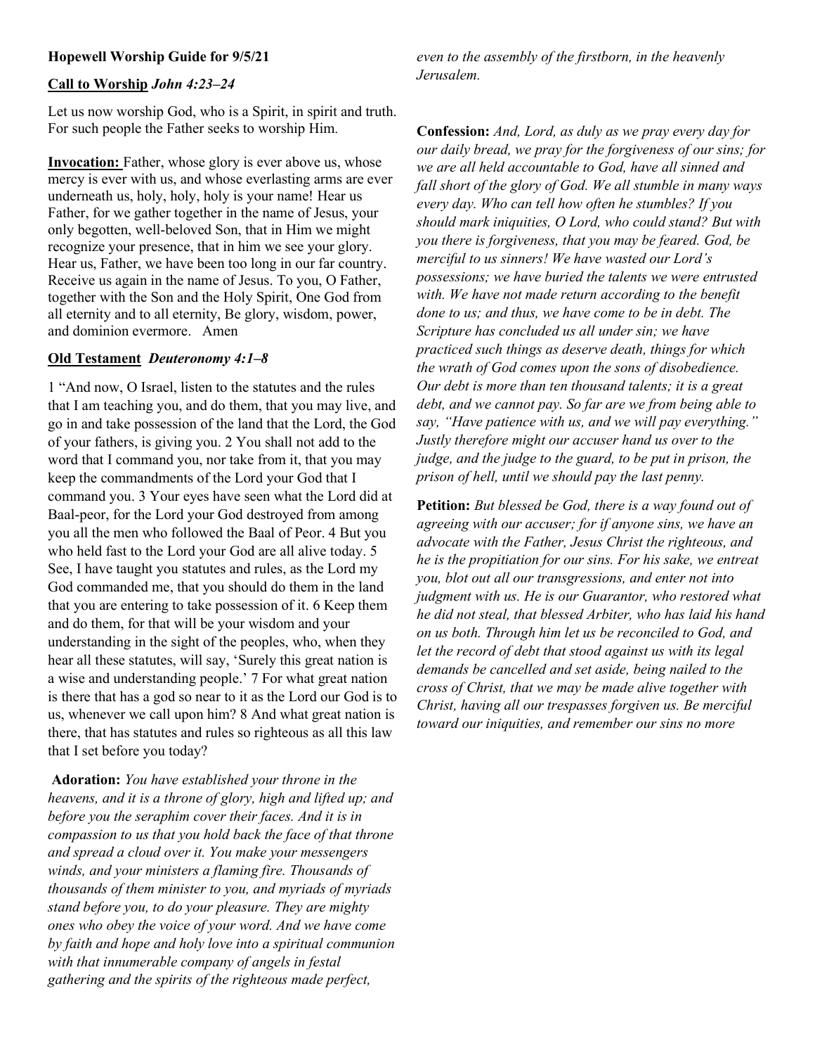**Hopewell Worship Guide for 9/5/21**

**Call to Worship** ***John 4:23–24***

Let us now worship God, who is a Spirit, in spirit and truth. For such people the Father seeks to worship Him.

**Invocation:** Father, whose glory is ever above us, whose mercy is ever with us, and whose everlasting arms are ever underneath us, holy, holy, holy is your name! Hear us Father, for we gather together in the name of Jesus, your only begotten, well-beloved Son, that in Him we might recognize your presence, that in him we see your glory. Hear us, Father, we have been too long in our far country. Receive us again in the name of Jesus. To you, O Father, together with the Son and the Holy Spirit, One God from all eternity and to all eternity, Be glory, wisdom, power, and dominion evermore. Amen

**Old Testament** ***Deuteronomy 4:1–8***

1 "And now, O Israel, listen to the statutes and the rules that I am teaching you, and do them, that you may live, and go in and take possession of the land that the Lord, the God of your fathers, is giving you. 2 You shall not add to the word that I command you, nor take from it, that you may keep the commandments of the Lord your God that I command you. 3 Your eyes have seen what the Lord did at Baal-peor, for the Lord your God destroyed from among you all the men who followed the Baal of Peor. 4 But you who held fast to the Lord your God are all alive today. 5 See, I have taught you statutes and rules, as the Lord my God commanded me, that you should do them in the land that you are entering to take possession of it. 6 Keep them and do them, for that will be your wisdom and your understanding in the sight of the peoples, who, when they hear all these statutes, will say, 'Surely this great nation is a wise and understanding people.' 7 For what great nation is there that has a god so near to it as the Lord our God is to us, whenever we call upon him? 8 And what great nation is there, that has statutes and rules so righteous as all this law that I set before you today?

**Adoration:** *You have established your throne in the heavens, and it is a throne of glory, high and lifted up; and before you the seraphim cover their faces. And it is in compassion to us that you hold back the face of that throne and spread a cloud over it. You make your messengers winds, and your ministers a flaming fire. Thousands of thousands of them minister to you, and myriads of myriads stand before you, to do your pleasure. They are mighty ones who obey the voice of your word. And we have come by faith and hope and holy love into a spiritual communion with that innumerable company of angels in festal gathering and the spirits of the righteous made perfect, even to the assembly of the firstborn, in the heavenly Jerusalem.*

**Confession:** *And, Lord, as duly as we pray every day for our daily bread, we pray for the forgiveness of our sins; for we are all held accountable to God, have all sinned and fall short of the glory of God. We all stumble in many ways every day. Who can tell how often he stumbles? If you should mark iniquities, O Lord, who could stand? But with you there is forgiveness, that you may be feared. God, be merciful to us sinners! We have wasted our Lord's possessions; we have buried the talents we were entrusted with. We have not made return according to the benefit done to us; and thus, we have come to be in debt. The Scripture has concluded us all under sin; we have practiced such things as deserve death, things for which the wrath of God comes upon the sons of disobedience. Our debt is more than ten thousand talents; it is a great debt, and we cannot pay. So far are we from being able to say, "Have patience with us, and we will pay everything." Justly therefore might our accuser hand us over to the judge, and the judge to the guard, to be put in prison, the prison of hell, until we should pay the last penny.*

**Petition:** *But blessed be God, there is a way found out of agreeing with our accuser; for if anyone sins, we have an advocate with the Father, Jesus Christ the righteous, and he is the propitiation for our sins. For his sake, we entreat you, blot out all our transgressions, and enter not into judgment with us. He is our Guarantor, who restored what he did not steal, that blessed Arbiter, who has laid his hand on us both. Through him let us be reconciled to God, and let the record of debt that stood against us with its legal demands be cancelled and set aside, being nailed to the cross of Christ, that we may be made alive together with Christ, having all our trespasses forgiven us. Be merciful toward our iniquities, and remember our sins no more*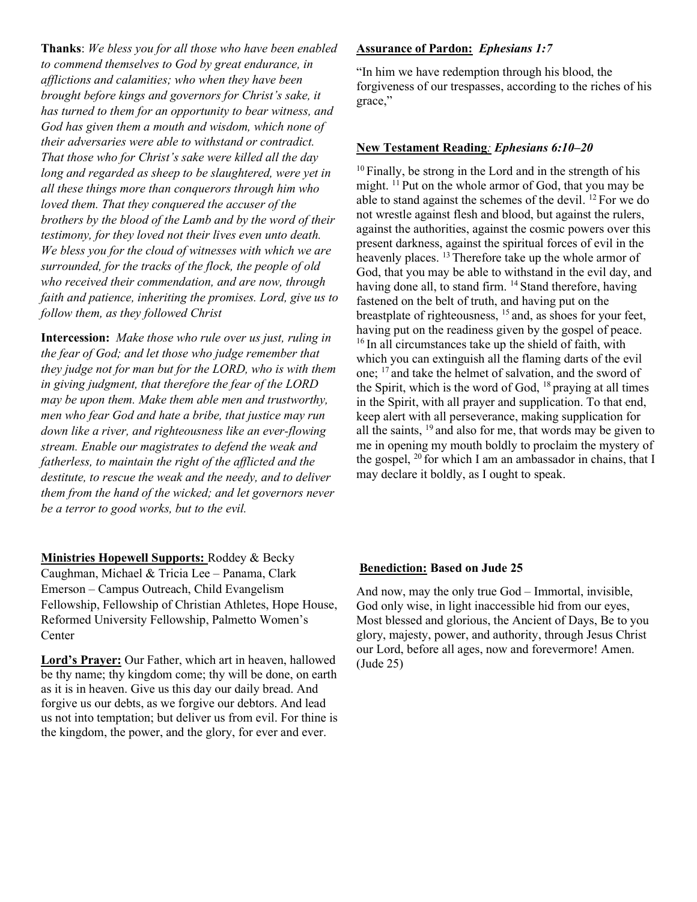**Thanks**: *We bless you for all those who have been enabled to commend themselves to God by great endurance, in afflictions and calamities; who when they have been brought before kings and governors for Christ's sake, it has turned to them for an opportunity to bear witness, and God has given them a mouth and wisdom, which none of their adversaries were able to withstand or contradict. That those who for Christ's sake were killed all the day long and regarded as sheep to be slaughtered, were yet in all these things more than conquerors through him who loved them. That they conquered the accuser of the brothers by the blood of the Lamb and by the word of their testimony, for they loved not their lives even unto death. We bless you for the cloud of witnesses with which we are surrounded, for the tracks of the flock, the people of old who received their commendation, and are now, through faith and patience, inheriting the promises. Lord, give us to follow them, as they followed Christ*

**Intercession:** *Make those who rule over us just, ruling in the fear of God; and let those who judge remember that they judge not for man but for the LORD, who is with them in giving judgment, that therefore the fear of the LORD may be upon them. Make them able men and trustworthy, men who fear God and hate a bribe, that justice may run down like a river, and righteousness like an ever-flowing stream. Enable our magistrates to defend the weak and fatherless, to maintain the right of the afflicted and the destitute, to rescue the weak and the needy, and to deliver them from the hand of the wicked; and let governors never be a terror to good works, but to the evil.*

**Assurance of Pardon:** ***Ephesians 1:7***

"In him we have redemption through his blood, the forgiveness of our trespasses, according to the riches of his grace,"

**New Testament Reading*:* *Ephesians 6:10–20***

[10] Finally, be strong in the Lord and in the strength of his might. [11] Put on the whole armor of God, that you may be able to stand against the schemes of the devil. [12] For we do not wrestle against flesh and blood, but against the rulers, against the authorities, against the cosmic powers over this present darkness, against the spiritual forces of evil in the heavenly places. [13] Therefore take up the whole armor of God, that you may be able to withstand in the evil day, and having done all, to stand firm. [14] Stand therefore, having fastened on the belt of truth, and having put on the breastplate of righteousness, [15] and, as shoes for your feet, having put on the readiness given by the gospel of peace. [16] In all circumstances take up the shield of faith, with which you can extinguish all the flaming darts of the evil one; [17] and take the helmet of salvation, and the sword of the Spirit, which is the word of God, [18] praying at all times in the Spirit, with all prayer and supplication. To that end, keep alert with all perseverance, making supplication for all the saints, [19] and also for me, that words may be given to me in opening my mouth boldly to proclaim the mystery of the gospel, [20] for which I am an ambassador in chains, that I may declare it boldly, as I ought to speak.

**Ministries Hopewell Supports:** Roddey & Becky Caughman, Michael & Tricia Lee – Panama, Clark Emerson – Campus Outreach, Child Evangelism Fellowship, Fellowship of Christian Athletes, Hope House, Reformed University Fellowship, Palmetto Women's Center

**Lord's Prayer:** Our Father, which art in heaven, hallowed be thy name; thy kingdom come; thy will be done, on earth as it is in heaven. Give us this day our daily bread. And forgive us our debts, as we forgive our debtors. And lead us not into temptation; but deliver us from evil. For thine is the kingdom, the power, and the glory, for ever and ever.

**Benediction: Based on Jude 25**

And now, may the only true God – Immortal, invisible, God only wise, in light inaccessible hid from our eyes, Most blessed and glorious, the Ancient of Days, Be to you glory, majesty, power, and authority, through Jesus Christ our Lord, before all ages, now and forevermore! Amen. (Jude 25)